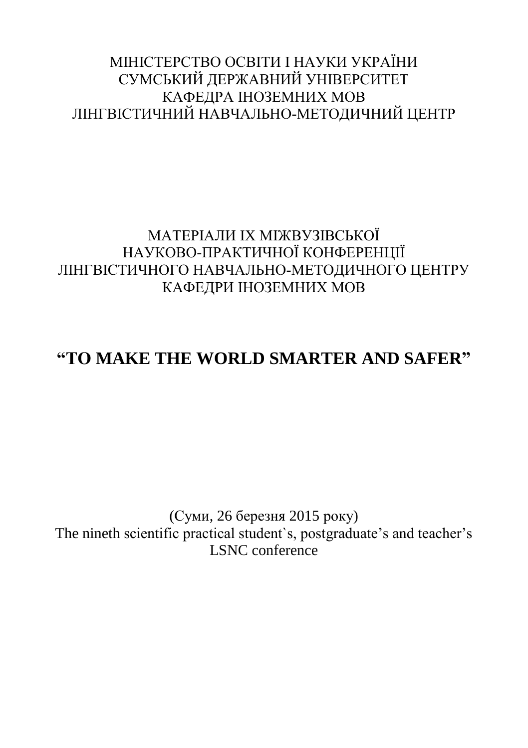МІНІСТЕРСТВО ОСВІТИ І НАУКИ УКРАЇНИ
СУМСЬКИЙ ДЕРЖАВНИЙ УНІВЕРСИТЕТ
КАФЕДРА ІНОЗЕМНИХ МОВ
ЛІНГВІСТИЧНИЙ НАВЧАЛЬНО-МЕТОДИЧНИЙ ЦЕНТР

МАТЕРІАЛИ ІХ МІЖВУЗІВСЬКОЇ
НАУКОВО-ПРАКТИЧНОЇ КОНФЕРЕНЦІЇ
ЛІНГВІСТИЧНОГО НАВЧАЛЬНО-МЕТОДИЧНОГО ЦЕНТРУ
КАФЕДРИ ІНОЗЕМНИХ МОВ

# “TO MAKE THE WORLD SMARTER AND SAFER”

(Суми, 26 березня 2015 року)
The nineth scientific practical student`s, postgraduate’s and teacher’s
LSNC conference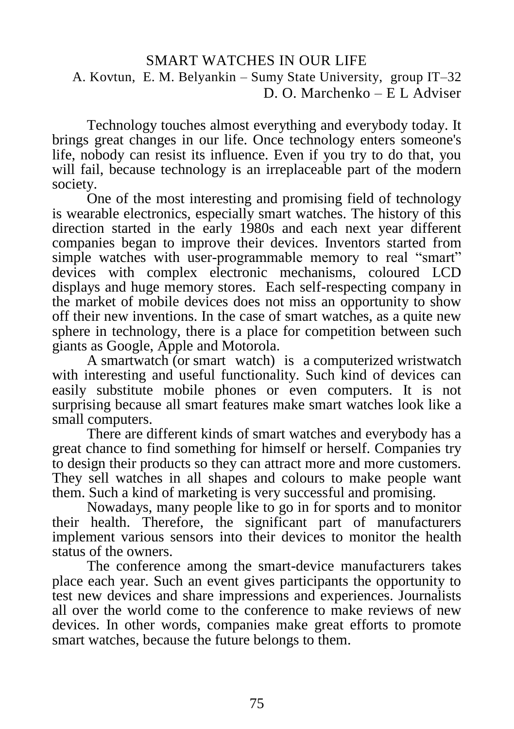# SMART WATCHES IN OUR LIFE

A. Kovtun, E. M. Belyankin – Sumy State University, group IT–32

D. O. Marchenko – E L Adviser

Technology touches almost everything and everybody today. It brings great changes in our life. Once technology enters someone's life, nobody can resist its influence. Even if you try to do that, you will fail, because technology is an irreplaceable part of the modern society.

One of the most interesting and promising field of technology is wearable electronics, especially smart watches. The history of this direction started in the early 1980s and each next year different companies began to improve their devices. Inventors started from simple watches with user-programmable memory to real "smart" devices with complex electronic mechanisms, coloured LCD displays and huge memory stores. Each self-respecting company in the market of mobile devices does not miss an opportunity to show off their new inventions. In the case of smart watches, as a quite new sphere in technology, there is a place for competition between such giants as Google, Apple and Motorola.

A smartwatch (or smart watch) is a computerized wristwatch with interesting and useful functionality. Such kind of devices can easily substitute mobile phones or even computers. It is not surprising because all smart features make smart watches look like a small computers.

There are different kinds of smart watches and everybody has a great chance to find something for himself or herself. Companies try to design their products so they can attract more and more customers. They sell watches in all shapes and colours to make people want them. Such a kind of marketing is very successful and promising.

Nowadays, many people like to go in for sports and to monitor their health. Therefore, the significant part of manufacturers implement various sensors into their devices to monitor the health status of the owners.

The conference among the smart-device manufacturers takes place each year. Such an event gives participants the opportunity to test new devices and share impressions and experiences. Journalists all over the world come to the conference to make reviews of new devices. In other words, companies make great efforts to promote smart watches, because the future belongs to them.